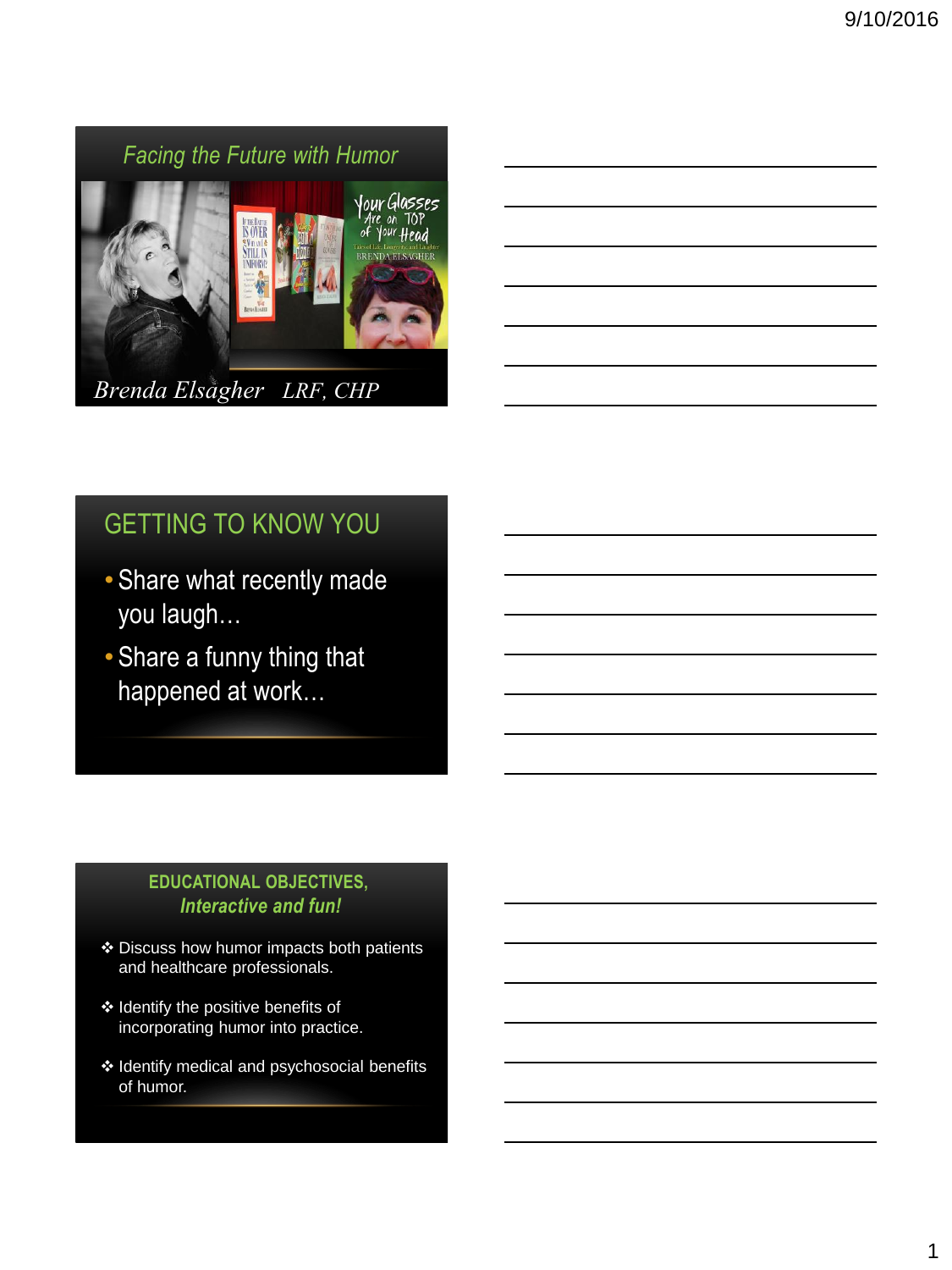## Facing the Future with Humor

Brenda Elsagher LRF, CHP

## GETTING TO KNOW YOU

- Share what recently made you laugh…
- Share a funny thing that happened at work…

## EDUCATIONAL OBJECTIVES, *Interactive and fun!*

❖ Discuss how humor impacts both patients and healthcare professionals.

❖ Identify the positive benefits of incorporating humor into practice.

❖ Identify medical and psychosocial benefits of humor.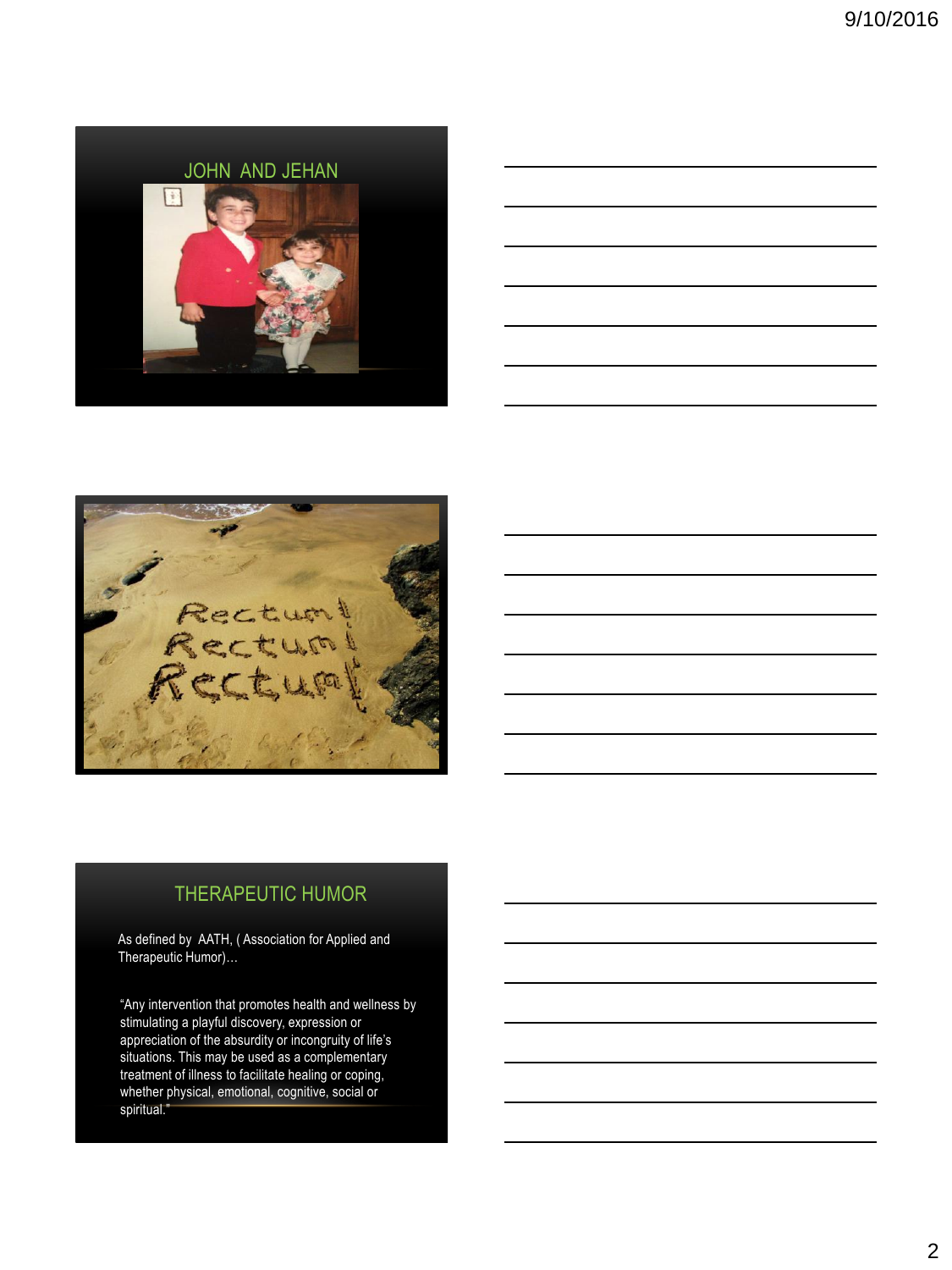## JOHN AND JEHAN

## THERAPEUTIC HUMOR

As defined by AATH, ( Association for Applied and Therapeutic Humor)…

"Any intervention that promotes health and wellness by stimulating a playful discovery, expression or appreciation of the absurdity or incongruity of life's situations. This may be used as a complementary treatment of illness to facilitate healing or coping, whether physical, emotional, cognitive, social or spiritual."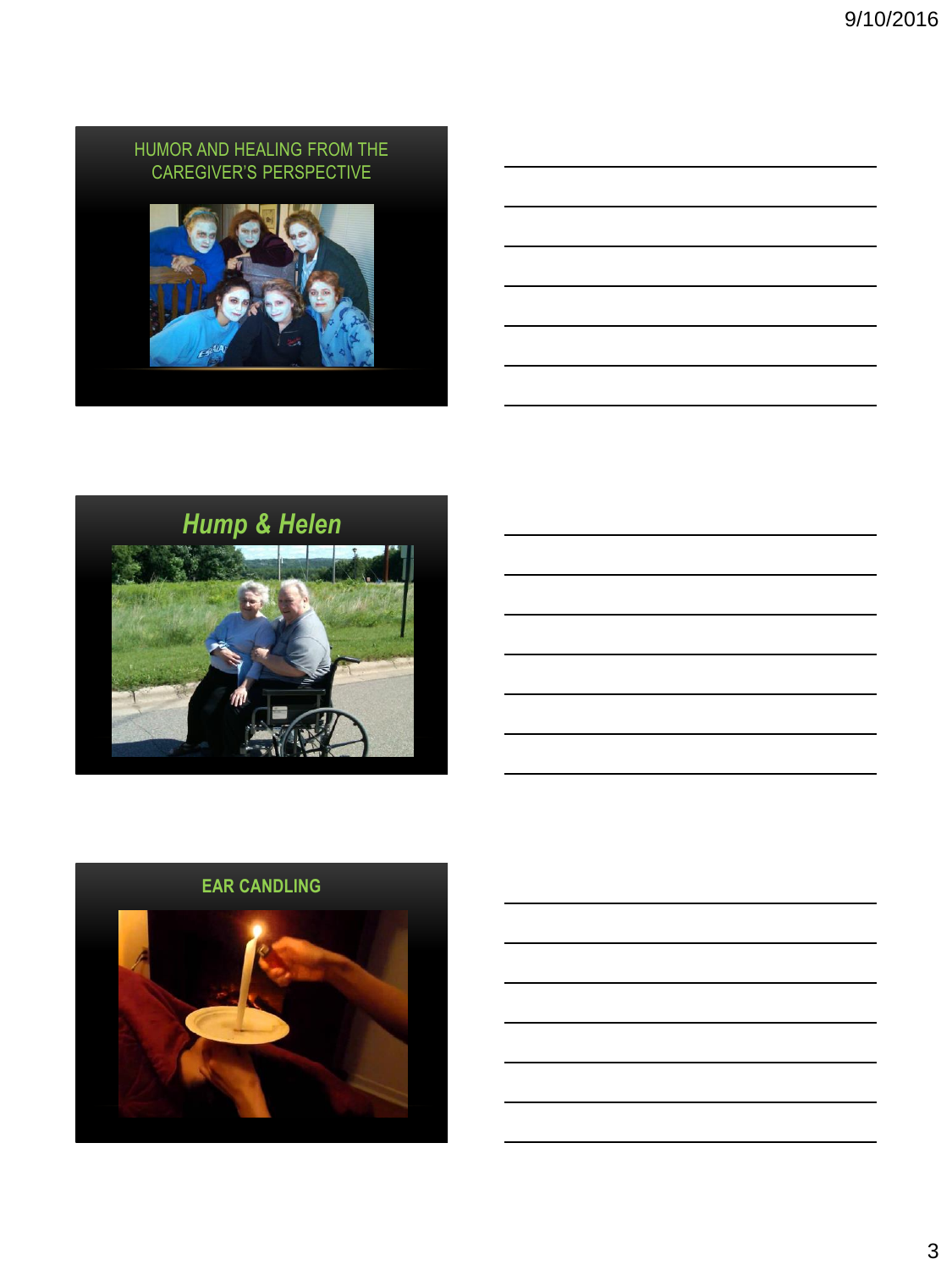## HUMOR AND HEALING FROM THE CAREGIVER'S PERSPECTIVE

## *Hump & Helen*

## EAR CANDLING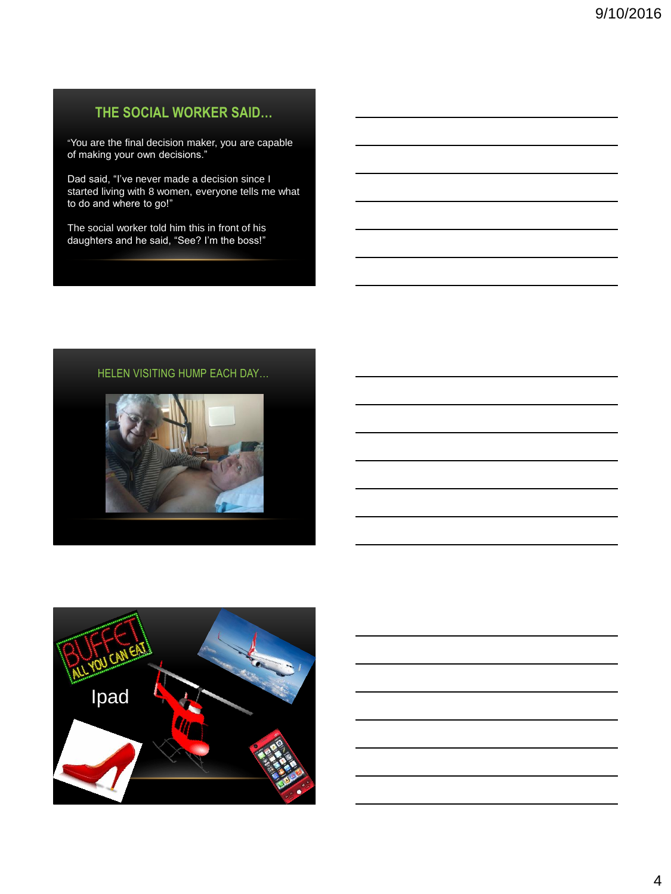## THE SOCIAL WORKER SAID…

"You are the final decision maker, you are capable of making your own decisions."

Dad said, "I've never made a decision since I started living with 8 women, everyone tells me what to do and where to go!"

The social worker told him this in front of his daughters and he said, "See? I'm the boss!"

## HELEN VISITING HUMP EACH DAY…

BUFFET ALL YOU CAN EAT

Ipad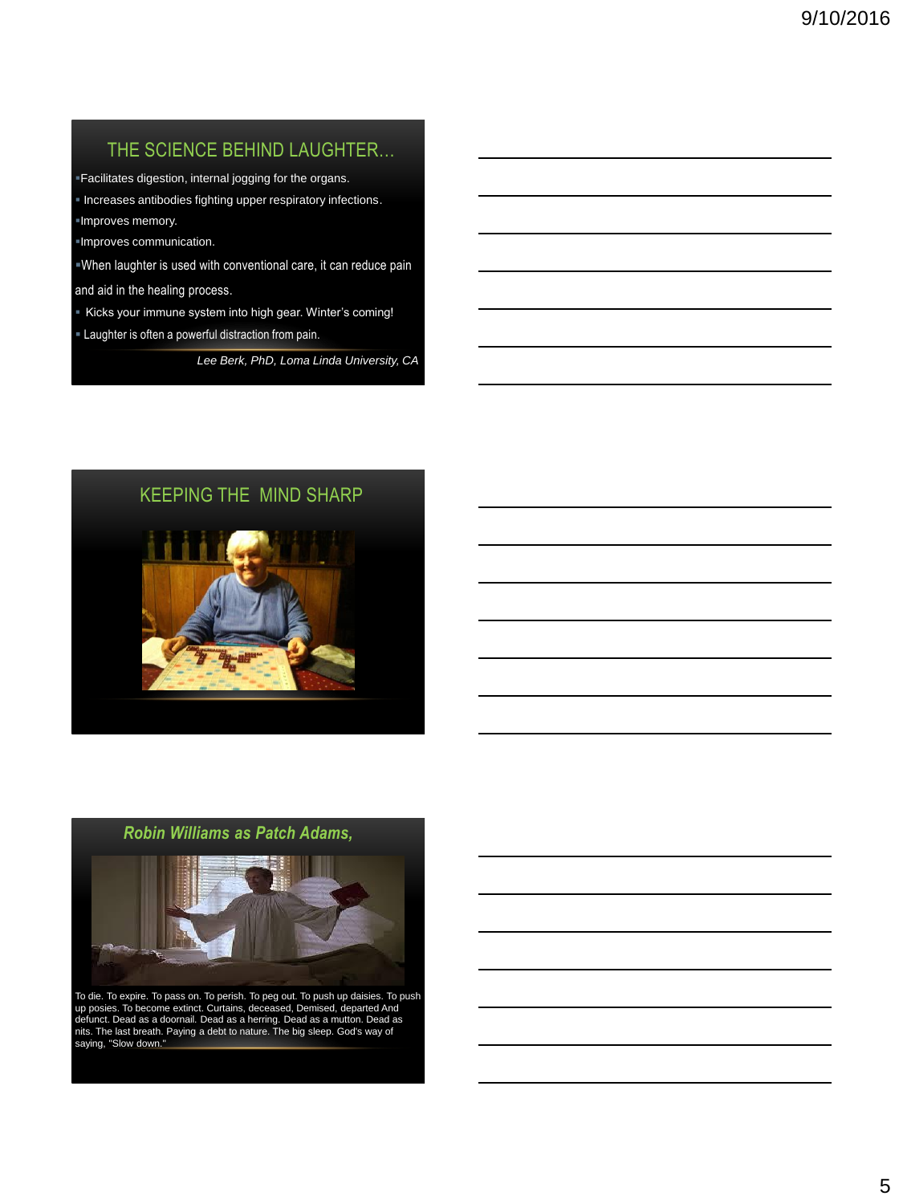## THE SCIENCE BEHIND LAUGHTER…

- Facilitates digestion, internal jogging for the organs.
- Increases antibodies fighting upper respiratory infections.
- Improves memory.
- Improves communication.
- When laughter is used with conventional care, it can reduce pain and aid in the healing process.
- Kicks your immune system into high gear. Winter's coming!
- Laughter is often a powerful distraction from pain.

*Lee Berk, PhD, Loma Linda University, CA*

## KEEPING THE MIND SHARP

## *Robin Williams as Patch Adams,*

To die. To expire. To pass on. To perish. To peg out. To push up daisies. To push up posies. To become extinct. Curtains, deceased, Demised, departed And defunct. Dead as a doornail. Dead as a herring. Dead as a mutton. Dead as nits. The last breath. Paying a debt to nature. The big sleep. God's way of saying, "Slow down."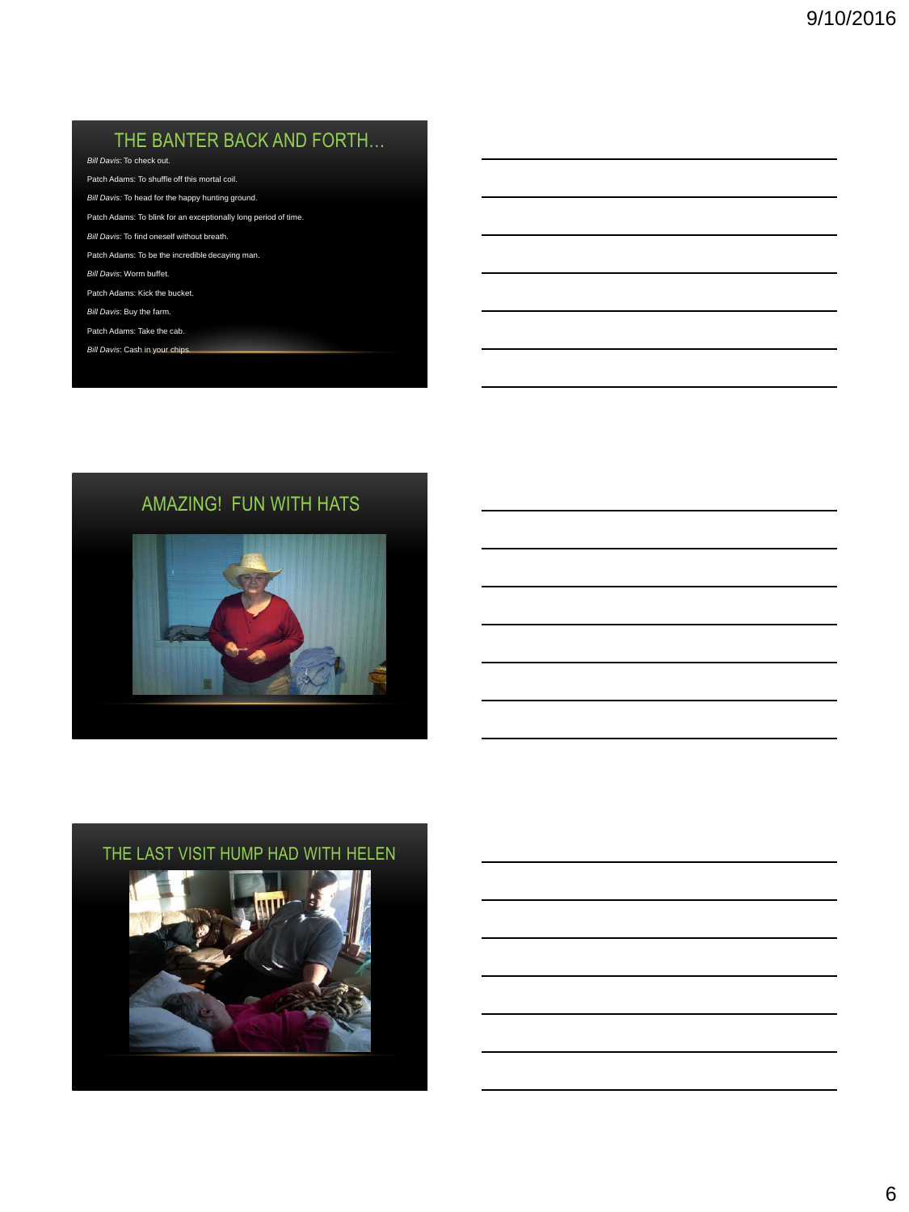## THE BANTER BACK AND FORTH…

*Bill Davis*: To check out.

Patch Adams: To shuffle off this mortal coil.

*Bill Davis*: To head for the happy hunting ground.

Patch Adams: To blink for an exceptionally long period of time.

*Bill Davis*: To find oneself without breath.

Patch Adams: To be the incredible decaying man.

*Bill Davis*: Worm buffet.

Patch Adams: Kick the bucket.

*Bill Davis*: Buy the farm.

Patch Adams: Take the cab.

*Bill Davis*: Cash in your chips.

## AMAZING! FUN WITH HATS

## THE LAST VISIT HUMP HAD WITH HELEN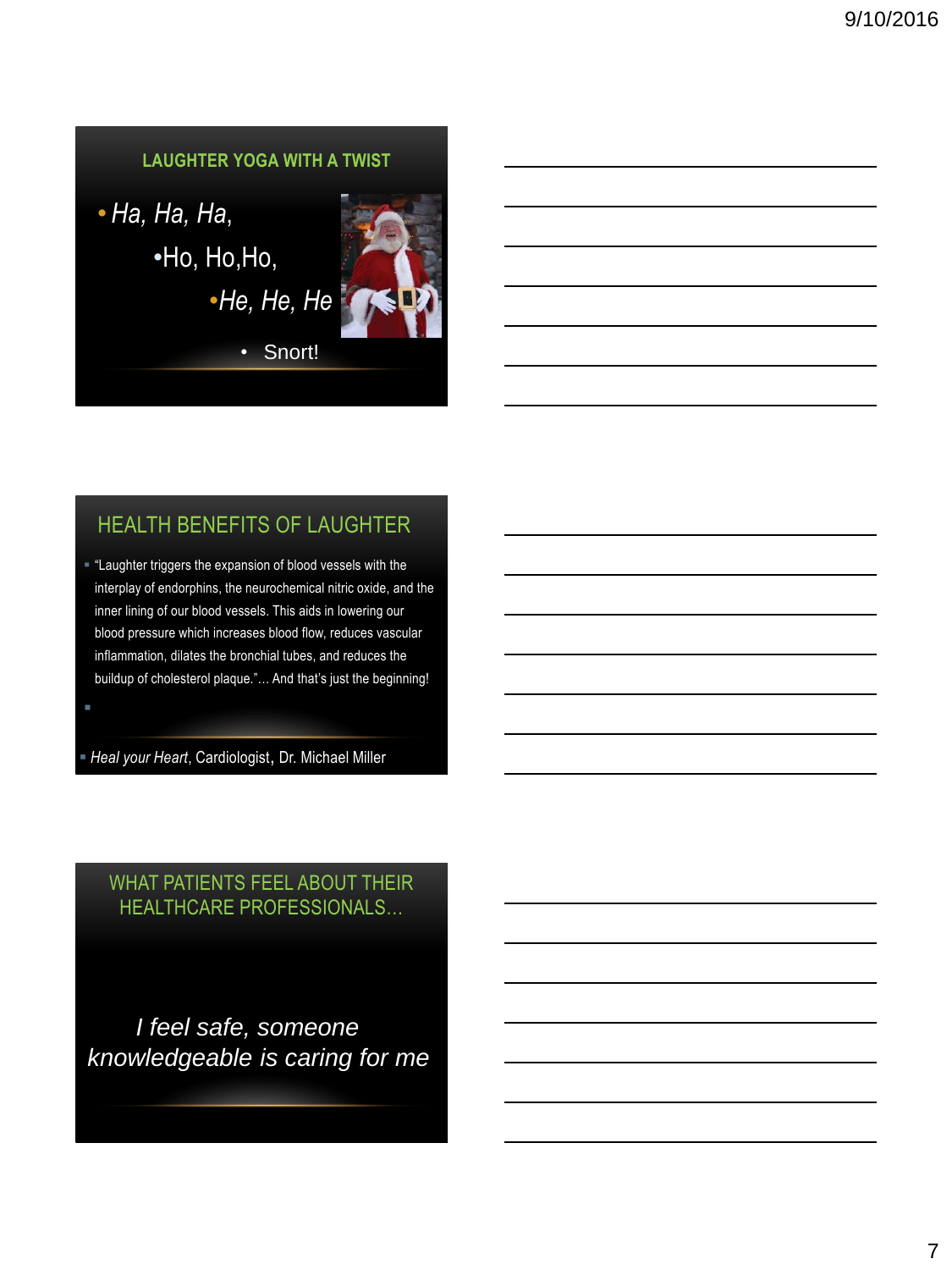## LAUGHTER YOGA WITH A TWIST

- *Ha, Ha, Ha,*
  - Ho, Ho,Ho,
    - *He, He, He*
      - Snort!

## HEALTH BENEFITS OF LAUGHTER

- "Laughter triggers the expansion of blood vessels with the interplay of endorphins, the neurochemical nitric oxide, and the inner lining of our blood vessels. This aids in lowering our blood pressure which increases blood flow, reduces vascular inflammation, dilates the bronchial tubes, and reduces the buildup of cholesterol plaque."… And that's just the beginning!

- *Heal your Heart*, Cardiologist, Dr. Michael Miller

## WHAT PATIENTS FEEL ABOUT THEIR HEALTHCARE PROFESSIONALS…

*I feel safe, someone knowledgeable is caring for me*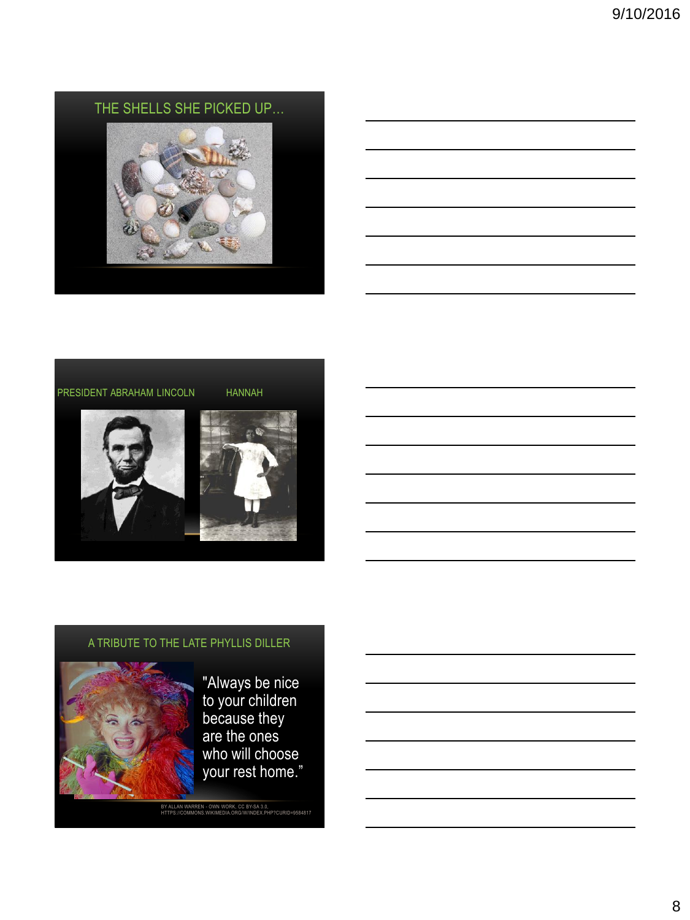## THE SHELLS SHE PICKED UP...

## PRESIDENT ABRAHAM LINCOLN HANNAH

## A TRIBUTE TO THE LATE PHYLLIS DILLER

"Always be nice to your children because they are the ones who will choose your rest home."

BY ALLAN WARREN - OWN WORK, CC BY-SA 3.0, HTTPS://COMMONS.WIKIMEDIA.ORG/W/INDEX.PHP?CURID=9584817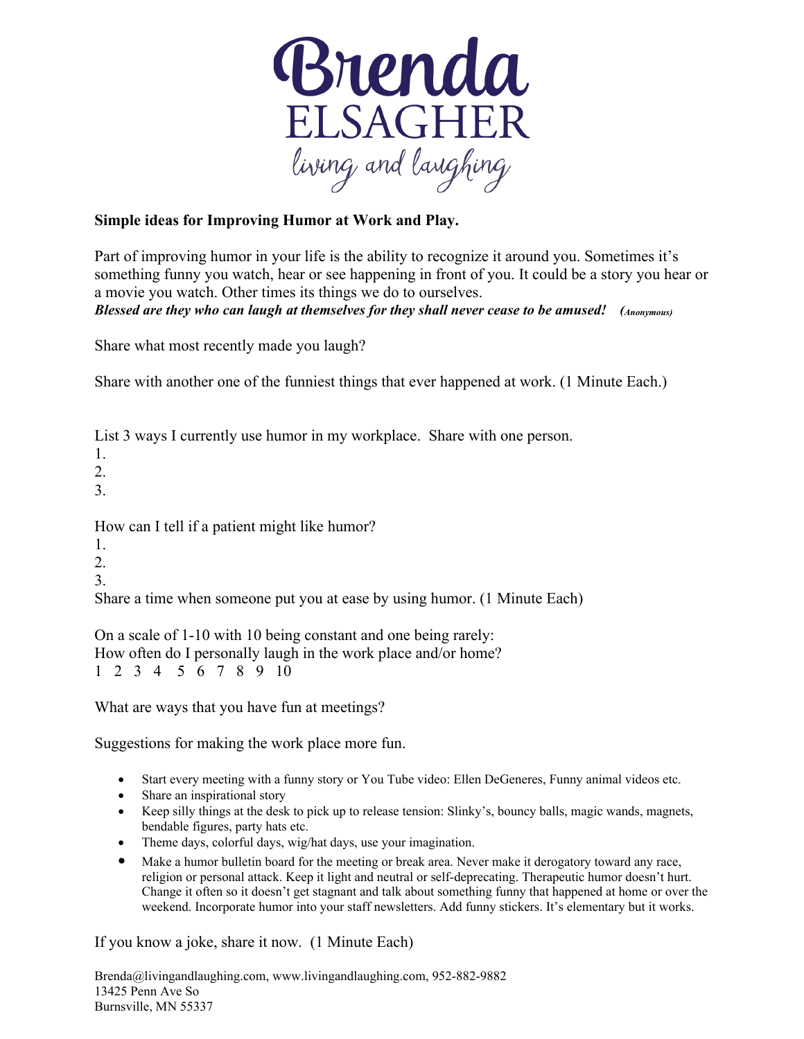# Brenda
# ELSAGHER
## living and laughing

**Simple ideas for Improving Humor at Work and Play.**

Part of improving humor in your life is the ability to recognize it around you. Sometimes it's something funny you watch, hear or see happening in front of you. It could be a story you hear or a movie you watch. Other times its things we do to ourselves.
***Blessed are they who can laugh at themselves for they shall never cease to be amused!*** ***(Anonymous)***

Share what most recently made you laugh?

Share with another one of the funniest things that ever happened at work. (1 Minute Each.)

List 3 ways I currently use humor in my workplace. Share with one person.
1.
2.
3.

How can I tell if a patient might like humor?
1.
2.
3.
Share a time when someone put you at ease by using humor. (1 Minute Each)

On a scale of 1-10 with 10 being constant and one being rarely:
How often do I personally laugh in the work place and/or home?
1 2 3 4 5 6 7 8 9 10

What are ways that you have fun at meetings?

Suggestions for making the work place more fun.

- Start every meeting with a funny story or You Tube video: Ellen DeGeneres, Funny animal videos etc.
- Share an inspirational story
- Keep silly things at the desk to pick up to release tension: Slinky's, bouncy balls, magic wands, magnets, bendable figures, party hats etc.
- Theme days, colorful days, wig/hat days, use your imagination.
- Make a humor bulletin board for the meeting or break area. Never make it derogatory toward any race, religion or personal attack. Keep it light and neutral or self-deprecating. Therapeutic humor doesn't hurt. Change it often so it doesn't get stagnant and talk about something funny that happened at home or over the weekend. Incorporate humor into your staff newsletters. Add funny stickers. It's elementary but it works.

If you know a joke, share it now. (1 Minute Each)

Brenda@livingandlaughing.com, www.livingandlaughing.com, 952-882-9882
13425 Penn Ave So
Burnsville, MN 55337